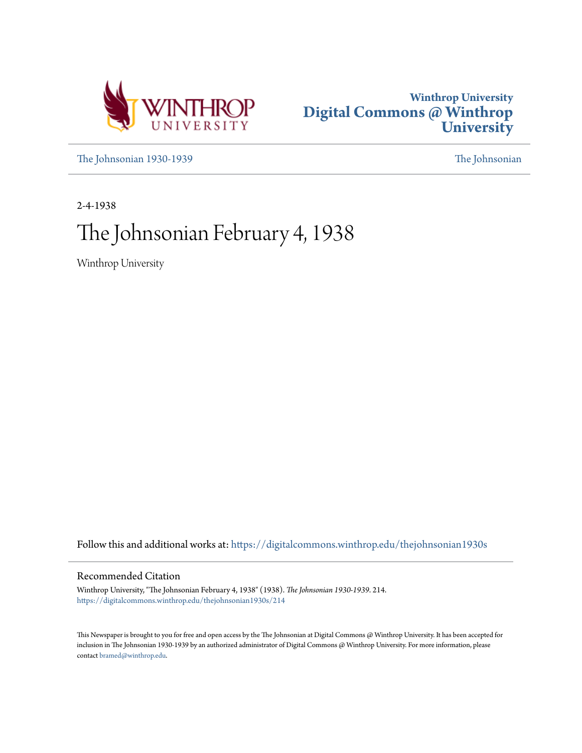Winthrop University
# Digital Commons @ Winthrop University

The Johnsonian 1930-1939 — The Johnsonian

2-4-1938

# The Johnsonian February 4, 1938

Winthrop University

Follow this and additional works at: https://digitalcommons.winthrop.edu/thejohnsonian1930s

## Recommended Citation

Winthrop University, "The Johnsonian February 4, 1938" (1938). *The Johnsonian 1930-1939*. 214.
https://digitalcommons.winthrop.edu/thejohnsonian1930s/214

This Newspaper is brought to you for free and open access by the The Johnsonian at Digital Commons @ Winthrop University. It has been accepted for inclusion in The Johnsonian 1930-1939 by an authorized administrator of Digital Commons @ Winthrop University. For more information, please contact bramed@winthrop.edu.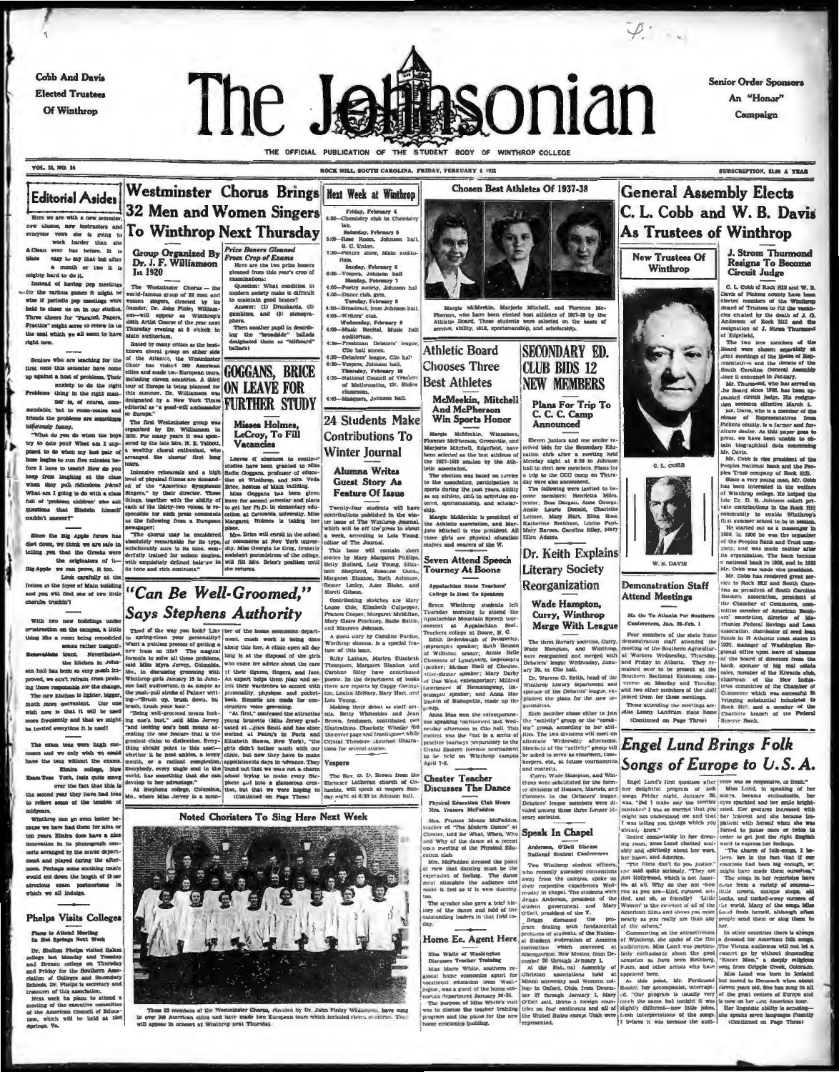Cobb And Davis Elected Trustees Of Winthrop

# The Johnsonian

Senior Order Sponsors An "Honor" Campaign

THE OFFICIAL PUBLICATION OF THE STUDENT BODY OF WINTHROP COLLEGE

VOL. 15, NO. 14 — ROCK HILL, SOUTH CAROLINA, FRIDAY, FEBRUARY 4 1938 — SUBSCRIPTION, $1.00 A YEAR

## Editorial Asides

Here we are with a new semester, new classes, new instructors and everyone vows she is going to work harder than she ever has before. It is easy to say that but after a month or two it is mighty hard to do it.

Instead of having pep meetings for the various games it might be wise if periodic pep meetings were held to cheer us on in our studies. Three cheers for "Parallel Papers, Practice" might serve to renew in us the zeal which we all seem to have right now.

Seniors who are teaching for the first time this semester have come up against a host of problems. Their anxiety to do the right thing in the right manner is, of course, commendable, but to room-mates and friends the problems are sometimes hilariously funny.

"What do you do when the boys try to date you? What am I supposed to do when my last pair of hose begins to run five minutes before I have to teach? How do you keep from laughing at the class when they pull ridiculous jokes? What am I going to do with a class full of 'problem children' who ask questions that Einstein himself couldn't answer?"

Since the Big Apple furore has died down, we think we are safe in telling you that the Greeks were the originators of the Big Apple we can prove it, too. Look carefully at the friezes in the foyer of Main building and you will find one of two little cherubs truckin'!

With two new buildings under construction on the campus, a little thing like a room being remodeled seems rather insignificant. Nevertheless, the kitchen in Johnson hall has been so very much improved, we can't refrain from praising those responsible for the change. The new kitchen is lighter, bigger, much more convenient. Our one wish now is that it will be used more frequently and that we might be invited everytime it is used!

The exam teas were huge successes and we only wish we could have the teas without the exams.

Elmira college, New York, Exam Teas York, feels quite smug over the fact that this is the second year they have had teas to relieve some of the tension of midyears.

Winthrop can go even better because we have had them for nine or ten years. Elmira does have a nice innovation in its phonograph concerts arranged by the music department and played during the afternoon. Perhaps some soothing music would cut down the length of those atrocious exam postmortems in which we all indulge.

## Phelps Visits Colleges

### Plans to Attend Meeting In Hot Springs Next Week

Dr. Shelton Phelps visited Salem college last Monday and Tuesday and Brenau college on Thursday and Friday for the Southern Association of Colleges and Secondary Schools. Dr. Phelps is secretary and treasurer of this association.

Next week he plans to attend a meeting of the executive committee of the American Council of Education, which will be held at Hot Springs, Va.

## Westminster Chorus Brings 32 Men and Women Singers To Winthrop Next Thursday

### Group Organized By Dr. J. F. Williamson In 1920

The Westminster Chorus — the world-famous group of 22 men and women singers, directed by its founder, Dr. John Finley Williamson—will appear as Winthrop's sixth Artist Course of the year next Thursday evening at 8 o'clock in Main auditorium.

Rated by many critics as the best-known choral group on either side of the Atlantic, the Westminster Choir has visited 200 American cities and made two European tours, including eleven countries. A third tour of Europe is being planned for this summer. Dr. Williamson was designated by a New York Times editorial as "a good-will ambassador to Europe."

The first Westminster group was organized by Dr. Williamson in 1920. For many years it was sponsored by the late Mrs. H. S. Talbott, a wealthy choral enthusiast, who arranged the chorus' first long tours.

Intensive rehearsals and a high level of physical fitness are demanded of the "American Symphonic Singers," by their director. These things, together with the ability of each of the thirty-two voices, is responsible for such press comments as the following from a European newspaper:

"The chorus may be considered absolutely remarkable for its type, unbelievably sure in its tone, wonderfully trained for unison singing, with exquisitely defined balance in its tone and rich contrasts."

### Prize Boners Gleaned From Crop of Exams

Here are the two prize boners gleaned from this year's crop of examinations:

Question: What condition in modern society makes it difficult to maintain good homes?

Answer: (1) Drunkards, (2) gamblers, and (3) stenographers.

Then another pupil in describing the "broadside" ballads designated them as "billboard" ballads!

## GOGGANS, BRICE ON LEAVE FOR FURTHER STUDY

### Misses Holmes, LeCroy, To Fill Vacancies

Leaves of absence to continue studies have been granted to Miss Sadie Goggans, professor of education at Winthrop, and Mrs. Veda Brice, hostess of Main building.

Miss Goggans has been given leave for second semester and plans to get her Ph.D. in elementary education at Columbia university. Miss Margaret Holmes is taking her place.

Mrs. Brice will enroll in the school of commerce at New York university. Miss Georgia Le Croy, formerly assistant postmistress of the college, will fill Mrs. Brice's position until she returns.

## "Can Be Well-Groomed," Says Stephens Authority

Tired of the way you look? Like a spring-clean your personality? Want a painless process of getting a new lease on life? The magical formula to solve all these problems, said Miss Myra Jersey, Columbia, Mo., in discussing grooming with Winthrop girls January 25 in Johnson hall auditorium, is as simple as the push-pull stroke of Palmer writing—"Brush up, brush down, brush, brush your hair."

"Being well-groomed means looking one's best," said Miss Jersey "and looking one's best means accenting the one feature that is the greatest claim to distinction. Everything should point to this asset—whether it be neat ankles, a lovely mouth, or a radiant complexion. Everybody, every single soul in the world, has something that she can develop to her advantage."

At Stephens college, Columbia, Mo., where Miss Jersey is a member of the home economics department, much work is being done along this line. A clinic open all day long is at the disposal of the girls who come for advice about the care of their figures, fingers, and face. An expert helps them plan and select their wardrobes to accord with personality, physique and pocketbook. Records are made for constructive voice grooming.

"At first," confessed the attractive young brunette (Miss Jersey graduated at Agnes Scott and has since worked at Patou's in Paris and Elizabeth Hawes, New York), "the girls didn't bother much with our clinic, but now they have to make appointments days in advance. They found out that we were not a charm school trying to make every Stephens girl into a glamorous creation, but that we were hoping to (Continued on Page Three)

## Next Week at Winthrop

Friday, February 4
4:30—Chemistry club in Chemistry lab.

Saturday, February 5
5:00—Rose Room, Johnson hall, B. C. Union.
7:30—Picture show, Main auditorium.

Sunday, February 6
6:30—Vespers, Johnson hall

Monday, February 7
4:00—Poetry society, Johnson hall
4:00—Dance club, gym.

Tuesday, February 8
4:00—Broadcast from Johnson hall.
4:00—Writers' club.

Wednesday, February 9
4:00—Music Recital, Music hall auditorium.
4:30—Freshman Debaters' league, Clio hall annex.
4:30—Debaters' league, Clio hall
6:30—Vespers, Johnson hall.

Thursday, February 10
4:00—National Council of Teachers of Mathematics, Dr. Stokes classroom.
4:45—Masquers, Johnson hall.

## 24 Students Make Contributions To Winter Journal

### Alumna Writes Guest Story As Feature Of Issue

Twenty-four students will have contributions published in the winter issue of The Winthrop Journal, which will be off the press in about a week, according to Lois Young, editor of The Journal.

This issue will contain short stories by Mary Margaret Phillips, Betty Bullard, Lois Young, Elizabeth Shepherd, Rosalind Guess, Margaret Blanton, Ruth Ashmore, Renier Linley, Alice Blake, and Moreli Gibson.

Contributing sketches are Mary Louise Cox, Elizabeth Culpepper, Frances Cooper, Margaret McMillan, Mary Claire Pinckney, Sadie Battle, and Maureen Johnson.

A guest story by Caroline Pardue, Winthrop alumna, is a special feature of this issue.

Ruby Latham, Marion Elizabeth Thompson, Margaret Blanton and Caroline Riley have contributed poems. In the department of books there are reports by Cappy Covington, Louise McNary, Mary Hart, and Lois Young.

Making their debut as staff artists, Betty Whitesides and Jean Brown, freshmen, contributed the illustrations. Charlotte Wheeler did the cover page and frontispiece, while Crystal Theodore sketched illustrations for several stories.

## Vespers

The Rev. C. D. Brown from the Ebenezer Lutheran church of Columbia, will speak at vespers Sunday night at 6:30 in Johnson hall.

## Noted Choristers To Sing Here Next Week

These 32 members of the Westminster Chorus, directed by Dr. John Finley Williamson, have sung in over 200 American cities and have made two European tours which included eleven countries. They will appear in concert at Winthrop next Thursday.

## Chosen Best Athletes Of 1937-38

Margie McMeekin, Marjorie Mitchell, and Florence McPherson, who have been elected best athletes of 1937-38 by the Athletic Board. These students were selected on the basis of service, ability, skill, sportsmanship, and scholarship.

## Athletic Board Chooses Three Best Athletes

### McMeekin, Mitchell And McPherson Win Sports Honor

Margie McMeekin, Winnsboro, Florence McPherson, Greenville, and Marjorie Mitchell, Edgefield, have been selected as the best athletes of the 1937-1938 session by the Athletic association.

The election was based on service to the association, participation in sports during the past years, ability as an athlete, skill in activities entered, sportsmanship, and scholarship.

Margie McMeekin is president of the Athletic association, and Marjorie Mitchell is vice president. All three girls are physical education majors and wearers of the W.

## Seven Attend Speech Tourney At Boone

### Appalachian State Teachers' College Is Host To Speakers

Seven Winthrop students left Thursday morning to attend the Appalachian Mountain Speech tournament at Appalachian State Teachers college at Boone, N. C.

Edith Bodenhamer, of Prosperity, impromptu speaker; Ruth Benson of Williston orator; Annie Belle Clements of Lynchburg, impromptu speaker; Mariana Ezell of Chesnee, after-dinner speaker; Mary Darby of Due West, extemporizer; Mildred Lawrimore of Hemingway, impromptu speaker; and Anna Mae Rankin of Bishopville, made up the group.

Anna Mae won the extemporaneous speaking tournament last Wednesday afternoon in Clio hall. This contest was the first in a series of practice tourneys preparatory to the Grand Eastern forensic tournament to be held on Winthrop campus April 7-9.

## Chester Teacher Discusses The Dance

### Physical Education Club Hears Mrs. Frances McFadden

Mrs. Frances Moore McFadden, teacher of "The Modern Dance" at Chester, told the What, When, Who and Why of the dance at a recent open meeting of the Physical Education club.

Mrs. McFadden stressed the point of view that dancing must be the expression of feeling. The dance must stimulate the audience and make it feel as if it were dancing, too.

The speaker also gave a brief history of the dance and told of the outstanding leaders in that field today.

## Home Ec. Agent Here

### Miss White of Washington Discusses Teacher Training

Miss Marie White, southern regional home economics agent for vocational education from Washington, was a guest of the home economics department January 29-30.

The purpose of Miss White's visit was to discuss the teacher training program and the plans for the new home economics building.

## SECONDARY ED. CLUB BIDS 12 NEW MEMBERS

### Plans For Trip To C. C. C. Camp Announced

Eleven juniors and one senior received bids for the Secondary Education club after a meeting held Monday night at 6:30 in Johnson hall to elect new members. Plans for a trip to the CCC camp on Thursday were also announced.

The following were invited to become members: Henrietta Miles, senior; Bess Dargan, Anne George, Annie Laurie Donald, Charlotte Leitner, Mary Hart, Elsa Ross, Katherine Brabham, Louise Faust, Mary Barnes, Caroline Riley, Mary Ellen Adams.

## Dr. Keith Explains Literary Society Reorganization

### Wade Hampton, Curry, Winthrop Merge With League

The three literary societies, Curry, Wade Hampton, and Winthrop, were reorganized and merged with Debaters' league Wednesday, January 26, in Clio hall.

Dr. Warren G. Keith, head of the Winthrop history department and sponsor of the Debaters' league, explained the plans for the new organization.

Each member chose either to join the "activity" group or the "speaking" group, according to her abilities. The two divisions will meet on alternate Wednesday afternoons. Members of the "activity" group will be asked to serve as chairmen, timekeepers, etc., at future tournaments and contests.

Curry, Wade Hampton, and Winthrop were substituted for the former divisions of Hussars, Martels, and Coronets in the Debaters' league. Debaters' league members were divided among these three former literary societies.

## Speak In Chapel

### Anderson, O'Dell Discuss National Student Conferences

Two Winthrop student officers, who recently attended conventions away from the campus, spoke on their respective experiences Wednesday in chapel. The students were Briggs Anderson, president of the student government and Mary O'Dell, president of the Y.

Briggs discussed the program dealing with fundamental problems of students, of the National Student Federation of America convention which convened at Albuquerque, New Mexico, from December 28 through January 1.

At the National Assembly of Christian associations held at Miami university and Western college in Oxford, Ohio, from December 27 through January 1, Mary O'Dell and, three foreign countries on four continents and all of the United States except Utah were represented.

## General Assembly Elects C. L. Cobb and W. B. Davis As Trustees of Winthrop

### New Trustees Of Winthrop

C. L. COBB

W. B. DAVIS

### J. Strom Thurmond Resigns To Become Circuit Judge

C. L. Cobb of Rock Hill and W. B. Davis of Pickens county have been elected members of the Winthrop Board of Trustees to fill the vacancies created by the death of J. G. Anderson of Rock Hill and the resignation of J. Strom Thurmond of Edgefield.

The two new members of the Board were chosen separately at joint meetings of the House of Representatives and the Senate of the South Carolina General Assembly since it convened in January.

Mr. Thurmond, who has served on the Board since 1936, has been appointed circuit judge. His resignation becomes effective March 1.

Mr. Davis, who is a member of the House of Representatives from Pickens county, is a farmer and furniture dealer. As this paper goes to press, we have been unable to obtain biographical data concerning Mr. Davis.

Mr. Cobb is vice president of the Peoples National bank and the Peoples Trust company of Rock Hill.

Since a very young man, Mr. Cobb has been interested in the welfare of Winthrop college. He helped the late Dr. D. B. Johnson solicit private contributions in the Rock Hill community to enable Winthrop's first summer school to be in session. He started out as a messenger in 1898. In 1906 he was the organizer of the Peoples Bank and Trust company, and was made cashier after its organization. The bank became a national bank in 1906, and in 1933 Mr. Cobb was made vice president.

Mr. Cobb has rendered great service to Rock Hill and South Carolina as president of the South Carolina Bankers association, president of the Chamber of Commerce, committee member of American Bankers' association, director of Mechanics Federal Savings and Loan association, distributor of seed loan funds in 13 Atlantic coast states in 1922, manager of Washington Regional office upon leave of absence of the board of directors from the bank, sponsor of big real estate sales, member of the Kiwanis club, chairman of the New Industries committee of the Chamber of Commerce which was successful in bringing substantial industries to Rock Hill, and a member of the Charlotte branch of the Federal Reserve Bank.

## Demonstration Staff Attend Meetings

### Six Go To Atlanta For Southern Conferences, Jan. 26-Feb. 1

Four members of the state home demonstration staff attended the meeting of the Southern Agricultural Workers Wednesday, Thursday, and Friday in Atlanta. They remained over to be present at the Southern Sectional Extension conference on Monday and Tuesday, and two other members of the staff joined them for these meetings.

Those attending the meetings are: Miss Lonny Landrum, state home (Continued on Page Three)

## Engel Lund Brings Folk Songs of Europe to U. S. A.

Engel Lund's first question after her delightful program of folk songs Friday night, January 28, was, "Did I make any too terrible mistakes? I was so worried that you might not understand me and that I was telling you things which you already knew."

Seated comfortably in her dressing room, Miss Lund chatted amiably and spiritedly about her work, her home, and America.

"The films don't do you justice," she said quite seriously. "They are just Hollywood, which is not America at all. Why do they not show you as you are—kind, cultured, settled, and oh, so friendly? Little Women is the sweetest of all of the American films and shows you more nearly as you really are than any of the others."

Commenting on the attractiveness of Winthrop, she spoke of the fine auditorium. Miss Lund was particularly enthusiastic about the good acoustics as have been Reinberg, Ponselle, and other artists who have appeared here.

At this point, Mr. Ferdinand Rauter, her accompanist, interrupted, "Our program is usually very much the same, but tonight it was slightly different—new little jokes, fresh interpretations of the songs. I believe it was because the audience was so responsive, so fresh."

Miss Lund, in speaking of her songs, became enthusiastic, her eyes sparkled and her smile brightened, and her gestures increased with her interest and she became impatient with herself when she was forced to pause once or twice in order to get just the right English word to express her feelings.

"The charm of folk-songs, I believe, lies in the fact that if our emotions had been big enough, we might have made them ourselves." The songs in her repertoire have come from a variety of sources—little streets, antique shops, old books, and tucked-away corners of the world. Many of the songs Miss Lund finds herself, although often people send them or sing them to her.

In other countries there is always a demand for American folk songs. The Vienna audiences will not let a concert go by without demanding "Zuner Maw," a deeply religious song from Cripple Creek, Colorado.

Miss Lund was born in Iceland but moved to Denmark when about eleven years old. She has sung in all of the great centers of Europe and is now on her first American tour. Her linguistic ability is astonishing; she speaks seven languages fluently (Continued on Page Three)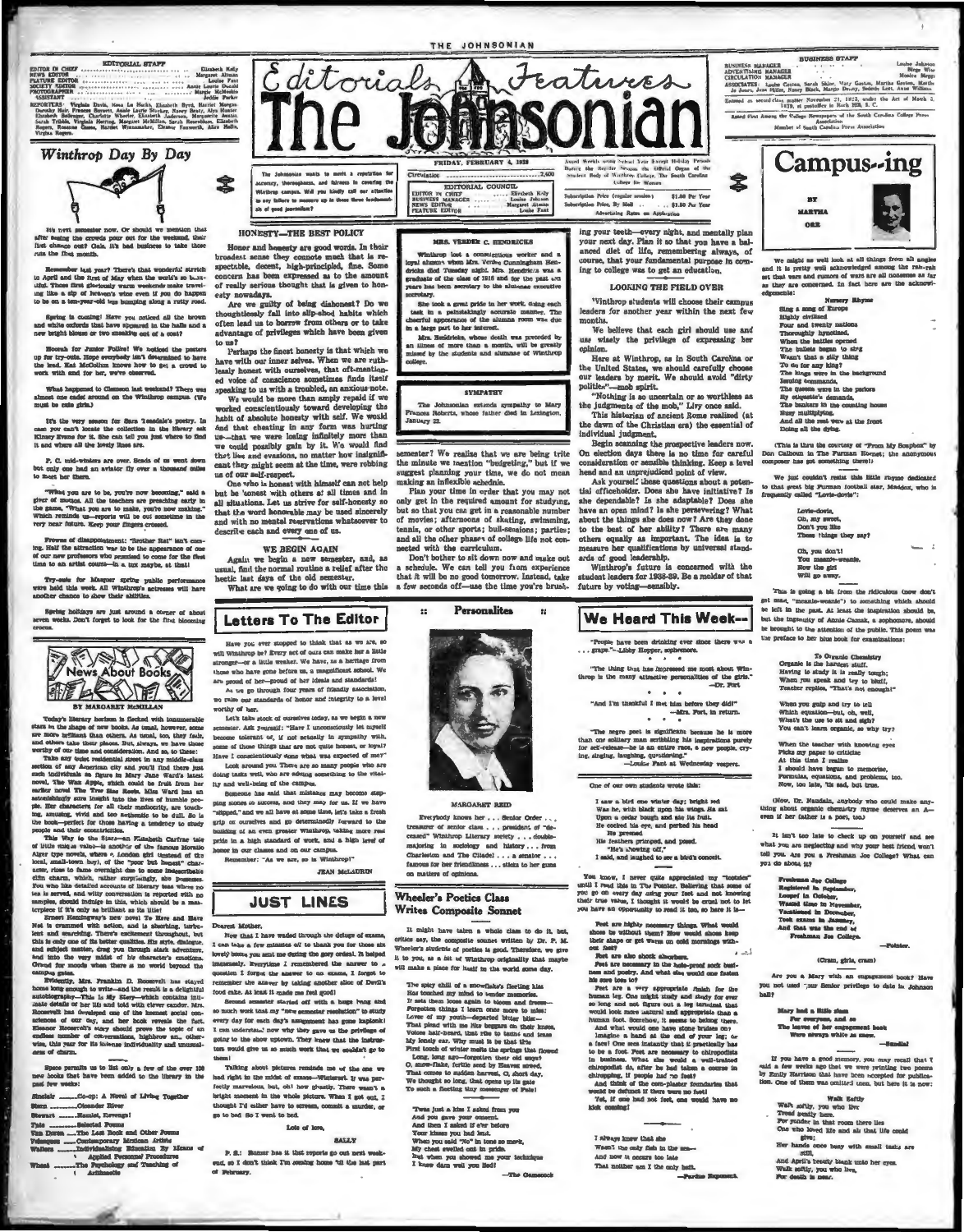# The Johnsonian

## Editorials & Features

FRIDAY, FEBRUARY 4, 1938

**EDITORIAL STAFF**

EDITOR IN CHIEF ........ Elizabeth Kelly
NEWS EDITOR ........ Margaret Altman
FEATURE EDITOR ........ Louise Fant
SOCIETY EDITOR ........ Annie Laurie Ossiek
PHOTOGRAPHER ........ Margie McMeekin
ASSISTANT ........ Jeddie Parker

REPORTERS: Virginia Davis, Nena Le Noble, Elizabeth Byrd, Harriet Morgan, Dorothy Hair, Frances Bouvet, Annie Laurie Stuckey, Nancy Beaty, Alyn Hunter, Elizabeth Bolinger, Charlotte Wheeler, Elizabeth Anderson, Marguerite Austin, Sarah Tribble, Virginia Tate, Harriet McMillan, Sarah Rosenblum, Elizabeth Rogers, Rosanne Cason, Harriet Winnamaker, Eleanor Foxworth, Alice Mellis, Virgina Rogers.

**BUSINESS STAFF**

BUSINESS MANAGER ........ Louise Johnson
ADVERTISING MANAGER ........ Birge Wise
CIRCULATION MANAGER ........ Mosira Meggs

ASSOCIATES: Louise Gaston, Sarah Shine, Mary Gaston, Martha Gaston, Martha Jo Jones, Jean Miller, Nancy Black, Margie Dendy, Bolenia Lott, Anne Williams.

Entered as second-class matter November 21, 1923, under the Act of March 3, 1879, at postoffice in Rock Hill, S. C.

Rated First Among the College Newspapers of the South Carolina College Press Association

Member of South Carolina Press Association

Issued Weekly during School Year Except Holiday Periods. During the Regular Session the Official Organ of the Student Body of Winthrop College, The South Carolina College for Women

Subscription Price (regular session) ........ $1.00 Per Year
Subscription Price, By Mail ........ $1.50 Per Year
Advertising Rates on Application

Circulation ........ 2,400

**EDITORIAL COUNCIL**

EDITOR IN CHIEF ........ Elizabeth Kelly
BUSINESS MANAGER ........ Louise Johnson
NEWS EDITOR ........ Margaret Altman
FEATURE EDITOR ........ Louise Fant

The Johnsonian wants to merit a reputation for accuracy, thoroughness, and fairness in covering the Winthrop campus. Will you kindly call our attention to any failure to measure up to these three fundamentals of good journalism?

## Winthrop Day By Day

It's next semester now. Or should we mention that after beating the crowds pour out for the weekend, their first chance out? Oak. It's bad business to take those cuts the first month.

Remember last year? There's that wonderful stretch in April and the first of May when the world's so beautiful. Those first gloriously warm weekends make traveling like a sip of heaven's wine even if you do happen to be on a ten-year-old bus bumping along a rutty road.

Spring is coming! Have you noticed all the brown and white oxfords that have appeared in the halls and a new bright blouse or two sneaking out of a coat?

Hoorah for Junior Follies! We noticed the posters up for try-outs. Hope everybody isn't determined to have the lead. Kat McCollum knows how to get a crowd to work with and for her, we've observed.

What happened to Clemson last weekend? There was almost one cadet around on the Winthrop campus. (We must be cute girls.)

It's the very season for Sara Teasdale's poetry. In case you can't locate the collection in the library ask Kinsey Evans for it. She can tell you just where to find it and where all the lovely lines are.

P. C. mid-winters are over. Heads of us went down but only one had an aviator fly over a thousand miles to meet her there.

"What you are to be, you're now becoming," said a giver of mottos. All the teachers are preaching early in the game, "What you are to make, you're now making." Which reminds us—reports will be out sometime in the very near future. Keep your fingers crossed.

Frowns of disappointment: "Brother Rat" isn't coming. Half the attraction was to be the appearance of one of our new professors who promised to come for the first time to an artist course—in a tux maybe, at that!

Try-outs for Masquers spring public performance were held this week. All Winthrop's actresses will have another chance to show their abilities.

Spring holidays are just around a corner of about seven weeks. Don't forget to look for the first blooming crocus.

## News About Books

BY MARGARET McMILLAN

Today's literary horizon is flecked with innumerable stars in the shape of new books. As usual, however, some are more brilliant than others. As usual, too, they fade, and others take their places. But, always, we have those worthy of our time and consideration. And so, to these:

Take any quiet residential street in any middle-class section of any American city and you'll find there just such individuals as figure in Mary Jane Ward's latest novel, The Wax Apple, which could be fruit from her earlier novel The Tree Has Roots. Miss Ward has an astonishingly sure insight into the lives of humble people. Her characters for all their mediocrity, are touching, amusing, vivid and too authentic to be dull. So is the book—perfect for those having a tendency to study people and their eccentricities.

This Way to the Stars—an Elizabeth Carfrae tale of little mujer value—is another of the famous Horatio Alger type novels, where a London girl (instead of the local, small-town boy), of the "poor but honest" character, rises to fame overnight due to some indescribable élan charm, which, rather surprisingly, she possesses. You who like detailed accounts of literary teas where no tea is served, and witty conversation is reported with no samples, should indulge in this, which should be a masterpiece if it's only as brilliant as its title!

Ernest Hemingway's new novel To Have and Have Not is crammed with action, and is absorbing, turbulent and searching. There's excitement throughout, but this is only one of its better qualities. Its style, dialogue, and subject matter, drag you through stark adventure, and into the very midst of his character's emotions. Ornad for moods when there is no world beyond the campus gates.

Evidently, Mrs. Franklin D. Roosevelt has stayed home long enough to write—and the result is a delightful autobiography—This Is My Story—which contains intimate details of her life and told with clever candor. Mrs. Roosevelt has developed one of the keenest social consciences of our day, and her book reveals the fact. Eleanor Roosevelt's story should prove the topic of an endless number of conversations, highbrow an, otherwise, this year for its intense individuality and unusual area of charm.

Space permits us to list only a few of the over 100 new books that have been added to the library in the past few weeks:

Sinclair ........ Co-op: A Novel of Living Together
Stern ........ Oleander River
Stewart ........ Hamlet, Revenge!
Tate ........ Selected Poems
Van Doren ........ The Last Book and Other Poems
Velazquez ........ Contemporary Mexican Artists
Wahlquist ........ Individualizing Education By Means of Applied Personnel Procedures
Wheat ........ The Psychology and Teaching of Arithmetic

## HONESTY—THE BEST POLICY

Honor and honesty are good words. In their broadest sense they connote much that is respectable, decent, high-principled, fine. Some concern has been expressed as to the amount of really serious thought that is given to honesty nowadays.

Are we guilty of being dishonest? Do we thoughtlessly fall into slip-shod habits which often lead us to borrow from others or to take advantage of privileges which have been given to us?

Perhaps the finest honesty is that which we have with our inner selves. When we are ruthlessly honest with ourselves, that oft-mentioned voice of conscience sometimes finds itself speaking to us with a troubled, an anxious note.

We would be more than amply repaid if we worked conscientiously toward developing the habit of absolute honesty with self. We would find that cheating in any form was hurting us—that we were losing infinitely more than we could possibly gain by it. We would find that lies and evasions, no matter how insignificant they might seem at the time, were robbing us of our self-respect.

One who is honest with himself can not help but be honest with others at all times and in all situations. Let us strive for self-honesty so that the word honorable may be used sincerely and with no mental reservations whatsoever to describe each and every one of us.

## WE BEGIN AGAIN

Again we begin a new semester, and, as usual, find the normal routine a relief after the hectic last days of the old semester.

What are we going to do with our time this semester? We realize that we are being trite the minute we mention "budgeting," but if we suggest planning your time, we do not mean making an inflexible schedule.

Plan your time in order that you may not only get in the required amount for studying, but so that you can get in a reasonable number of movies; afternoons of skating, swimming, tennis, or other sports; bull-sessions; parties; and all the other phases of college life not connected with the curriculum.

Don't bother to sit down now and make out a schedule. We can tell you from experience that it will be no good tomorrow. Instead, take a few seconds off—use the time you're brushing your teeth—every night, and mentally plan your next day. Plan it so that you have a balanced diet of life, remembering always, of course, that your fundamental purpose in coming to college was to get an education.

## MRS. VERDIE C. HENDRICKS

Winthrop lost a conscientious worker and a loyal alumna when Mrs. Verdie Cunningham Hendricks died Tuesday night. Mrs. Hendricks was a graduate of the class of 1916 and for the past six years has been secretary to the alumnae executive secretary.

She took a great pride in her work, doing each task in a painstakingly accurate manner. The cheerful appearance of the alumna room was due in a large part to her interest.

Mrs. Hendricks, whose death was preceded by an illness of more than a month, will be greatly missed by the students and alumnae of Winthrop college.

## SYMPATHY

The Johnsonian extends sympathy to Mary Frances Roberts, whose father died in Lexington, January 22.

## LOOKING THE FIELD OVER

Winthrop students will choose their campus leaders for another year within the next few months.

We believe that each girl should use and use wisely the privilege of expressing her opinion.

Here at Winthrop, as in South Carolina or the United States, we should carefully choose our leaders by merit. We should avoid "dirty politics"—mob spirit.

"Nothing is so uncertain or so worthless as the judgments of the mob," Livy once said.

This historian of ancient Rome realized (at the dawn of the Christian era) the essential of individual judgment.

Begin scanning the prospective leaders now. On election days there is no time for careful consideration or sensible thinking. Keep a level head and an unprejudiced point of view.

Ask yourself these questions about a potential officeholder. Does she have initiative? Is she dependable? Is she adaptable? Does she have an open mind? Is she persevering? What about the things she does now? Are they done to the best of her ability? There are many others equally as important. The idea is to measure her qualifications by universal standards of good leadership.

Winthrop's future is concerned with the student leaders for 1938-39. Be a molder of that future by voting—sensibly.

## Letters To The Editor

Have you ever stopped to think that as we are, so will Winthrop be? Every act of ours can make her a little stronger—or a little weaker. We have, as a heritage from those who have gone before us, a magnificent school. We are proud of her—proud of her ideals and standards!

As we go through four years of friendly association, we raise our standards of honor and integrity to a level worthy of her.

Let's take stock of ourselves today, as we begin a new semester. Ask yourself: "Have I unconsciously let myself become tolerant of, if not actually in sympathy with, some of those things that are not quite honest, or loyal? Have I conscientiously done what was expected of me?"

Look around you. There are so many people who are doing tasks well, who are adding something to the vitality and well-being of the campus.

Someone has said that mistakes may become stepping stones to success, and they may for us. If we've "slipped," and we all have at some time, let's take a fresh grip on ourselves and go determinedly forward to the building of an even greater Winthrop, taking more real pride in a high standard of work, and a high level of honor in our classes and on our campus.

Remember: "As we are, so is Winthrop!"

JEAN McLAURIN

## JUST LINES

Dearest Mother,

Now that I have waded through the deluge of exams, I can take a few minutes off to thank you for those six lovely boxes you sent me during the gory ordeal. It helped immensely. Everytime I remembered the answer to a question I forgot the answer to an exam, I forgot to remember the answer by taking another slice of Devil's food cake. At least it made me feel good!

Second semester started off with a huge bang and so much work that my "new semester resolution" to study every day for each day's assignment has gone kaplonk! I can understand now why they gave us the privilege of going to the show uptown. They knew that the instructors would give us so much work that we couldn't go to them!

Talking about pictures reminds me of the one we had right in the midst of exams—Winterset. It was perfectly marvelous, but, oh! how ghastly. There wasn't a bright moment in the whole picture. When I got out, I thought I'd either have to scream, commit a murder, or go to bed. So I went to bed.

Lots of love,

SALLY

P. S.: Rumor has it that reports go out next weekend, so I don't think I'm coming home 'til the last part of February.

## Personalities

MARGARET REID

Everybody knows her . . . Senior Order . . . treasurer of senior class . . . president of "deceased" Winthrop Literary society . . . double-majoring in sociology and history . . . from Charleston and The Citadel . . . a senator . . . famous for her friendliness . . . sticks to her guns on matters of opinions.

## Wheeler's Poetics Class Writes Composite Sonnet

It might have taken a whole class to do it, but, critics say, the composite sonnet written by Dr. P. M. Wheeler's students of poetics is good. Therefore, we give it to you, as a bit of Winthrop originality that maybe will make a place for itself in the world some day.

The spicy chill of a snowflake's fleeting kiss
Has touched my mind to tender memories.
It sets them loose again to bloom and freeze—
Forgotten things I learn once more to miss:
Lover of my youth—departed bitter bliss—
That plead with me like beggars on their knees,
Voices half-heard, that rise to taunt and tease
My lonely ear. Why must it be that this
First touch of winter melts the springs that flowed
Long, long ago—forgotten that old abyss?
O, snow-flake, fertile seed by Heaven sowed,
That comes to sudden harvest, O, short day,
We thought so long, that opens up its gate
To such a fleeting, shy messenger of Fate!

'Twas just a kiss I asked from you
And you gave your consent.
And then I asked if e'er before
Your kisses you had lent.
When you said "No" in tone so meek,
My chest swelled out in pride.
But when you showed me your technique
I knew darn well you lied!

—The Gamecock

## We Heard This Week—

"People have been drinking ever since there was a . . . grape."—Libby Hopper, sophomore.

"The thing that has impressed me most about Winthrop is the many attractive personalities of the girls." —Dr. Fort

"And I'm thankful I met him before they did!" —Mrs. Fort, in return.

"The negro poet is significant because he is more than one solitary man scribbling his inspirations purely for self-release—he is an entire race, a new people, crying, singing, laughing, questioning."

—Louise Fant at Wednesday vespers.

One of our own students wrote this:

I saw a bird one winter day; bright red
Was he, with black upon his wings. He sat
Upon a cedar bough and ate his fruit.
He cocked his eye, and perked his head
He preened
His feathers primped, and posed.
"He's showing off,"
I said, and laughed to see a bird's conceit.

You know, I never quite appreciated my "tootsies" until I read this in The Pointer. Believing that some of you go on every day using your feet and not knowing their true value, I thought it would be cruel not to let you have an opportunity to read it too, so here it is—

Feet are highly necessary things. What would shoes be without them? How would shoes keep their shape or get warm on cold mornings without feet?

Feet are also shock absorbers.

Feet are necessary in the hole-proof sock business and poetry. And what else would one fasten his sore toes to?

Feet are a very appropriate finish for the human leg. One might study and study for ever so long and not figure out a leg terminal that would look more natural and appropriate than a human foot. Somehow, it seems to belong there. And what would one have some bridges on? Imagine a hand at the end of your leg; or a face! One sees instantly that it practically has to be a foot. Feet are necessary to chiropodists in business. What else would a well-trained chiropodist do, after he had taken a course in chiropping, if people had no feet?

And think of the corn-plaster foundation that would be defunct if there were no feet!

Yet, if one had not feet, one would have no kick coming!

I always knew that she
Wasn't the only fish in the sea—
And now it occurs too late
That neither am I the only bait.

—Purdue Exponent

## Campus--ing

BY MARTHA ORR

We might as well look at all things from all angles and it is pretty well acknowledged among the rah-rah set that wars and rumors of wars are all nonsense as far as they are concerned. In fact here are the acknowledgements:

Nursery Rhyme

Sing a song of Europe
Highly civilized
Four and twenty nations
Thoroughly hypnotized,
When the battles opened
The bullets began to sing
Wasn't that a silly thing
To do for any king?
The kings were in the background
Issuing commands,
The queens were in the parlors
By etiquette's demands.
The bankers in the counting house
Busy multiplying,
And all the rest were at the front
Doing all the dying.

(This is thru the courtesy of "From My Soapbox" by Don Calhoun in The Furman Hornet; the anonymous composer has got something there!)

We just couldn't resist this little rhyme dedicated to that great big Furman football star, Maddox, who is frequently called "Lovie-dovie":

Lovie-dovie,
Oh, my sweet,
Don't you like
These things they say?

Oh, you don't!
You meanie-weanie.
Now the girl
Will go away.

This is going a bit from the ridiculous (now don't get mad, "meanie-weanie") to something which should be left in the past. At least the inspiration should be, but the ingenuity of Annie Canak, a sophomore, should be brought to the attention of the public. This poem was the preface to her blue book for examinations:

To Organic Chemistry

Organic is the hardest stuff,
Having to study it is really tough;
When you speak and try to bluff,
Teacher replies, "That's not enough!"

When you gulp and try to tell
Which equation—but, oh, well,
What's the use to sit and sigh?
You can't learn organic, so why try?

When the teacher with knowing eyes
Picks my paper to criticize
At this time I realize
I should have begun to memorize,
Formulas, equations, and problems, too.
Now, too late, 'tis sad, but true.

(Now, Dr. Naudain, anybody who could make anything about organic chemistry rhyme deserves an A—even if her father is a poet, too.)

It isn't too late to check up on yourself and see what you are neglecting and why your best friend won't tell you. Are you a Freshman Joe College? What can you do about it?

Freshman Joe College
Registered in September,
Looped in October,
Wasted time in November,
Vacationed in December,
Took exams in January,
And that was the end of
Freshman Joe College.

—Pointer.

(Cram, girls, cram)

Are you a Mary with an engagement book? Have you not used your Senior privilege to date in Johnson hall?

Mary had a little slam
For everyone, and so
The leaves of her engagement book
Were always white as snow.

—Sandial

If you have a good memory, you may recall that I said a few weeks ago that we were printing two poems by Emily Harrison that have been accepted for publication. One of them was omitted then, but here it is now:

Walk Softly

Walk softly, you who live
Tread gently here.
For yonder in that room there lies
One who loved life and all that life could give;
Her hands once busy with small tasks are still,
And April's beauty blank unto her eyes.
Walk softly, you who live,
For death is near.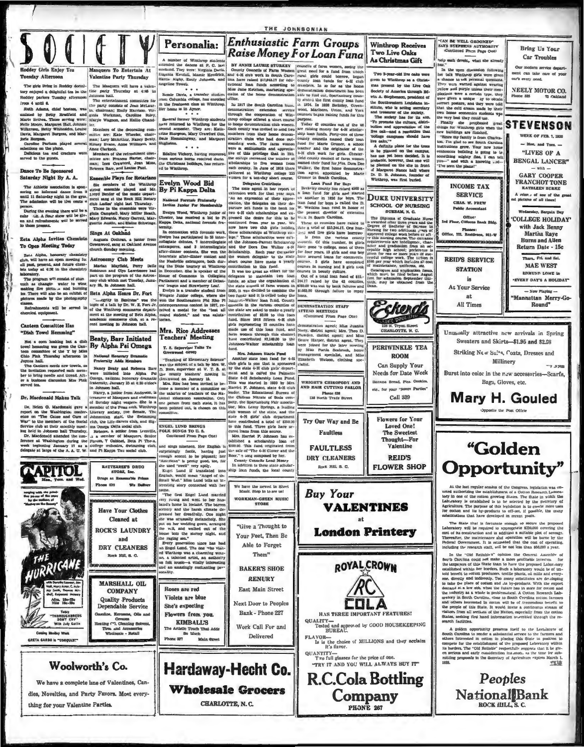# SOCIETY

## Roddey Girls Enjoy Tea Tuesday Afternoon

The girls living in Roddey dormitory enjoyed a delightful tea in the Roddey parlors Tuesday afternoon from 4 until 6.

Ruth Adams, chief hostess, was assisted by Betty Bradfield and Marie Bethea. Those serving were: Nelle Moore, Margaret Hall, Johnnie Wilkersen, Betty Whitesides, Louise Davis, Margaret Burgess, and Marjorie Burgess.

Caroline Parham played several selections on the piano.

Delicious tea and crackers were served to the guests.

## Dance To Be Sponsored Saturday Night By A. A.

The Athletic association is sponsoring an informal dance from 8 until 11 Saturday night in the gym. The admission will be five cents a person.

During the evening there will be a cake walk. A floor show will be given and refreshments will be served to those present.

## Zeta Alpha Invites Chemists To Open Meeting Today

Zeta Alpha, honorary chemistry club, will have an open meeting for all past, present, and future chemists today at 4:30 in the chemistry laboratory.

The program will consist of stunts such as changing water to wine, making fire pictures and burning ice. There will also be an exhibit of pictures made by the photography classes.

Refreshments will be served in chemical equipment.

## Canteen Committee Has "Dish Towel Hemming"

Not a corn husking but a dish towel hemming was given the Canteen committee of the Y by Miss Chlo Fink Thursday afternoon in Joynes hall.

The Canteen needs new towels, so the invitation requested each member to bring needle and thread. After a business discussion Miss Fink served tea.

## Dr. Macdonald Makes Talk

Dr. Helen G. Macdonald gave a report on the Washington conference on "The Cause and Cure of War" to the members of the Social Service club at their monthly meeting held in Johnson hall Thursday.

Dr. Macdonald attended the conference at Washington during the week beginning January 17 as a delegate at large of the A. A. U. W.

## Masquers To Entertain At Valentine Party Thursday

The Masquers will have a valentine party Thursday at 4:45 in Johnson hall.

The entertainment committee for the party consists of Jean McLaurin, chairman; Emily Harrison, Virginia Workman, Caroline Riley, Marjie Wagnon, and Hallie Chandler.

Members of the decorating committee are: Kate Wheeler, chairman; Lucy McArthur, Nancy Beaty, Kinsey Evans, Anne Williams, and Anne Clarkson.

Members of the refreshment committee are: Frances Harter, chairman; Ines Crawford, Jean Moss, Rebecca Barr, and Louise Pant.

## Ensemble Plays for Rotarians

Six members of the Winthrop string ensemble played and Mr. Lloyd Bender of the music department sang at the Rock Hill Rotary Club Ladies' night last Thursday.

Those in the ensemble were Virginia Campbell, Mary Miller Heath, Mary Edwards, Nancy Garrett, Marguerite Austin, and Elaine Schwinger.

## Sings At Oakland

Augusta Cothran, a junior from Greenwood, sang at Oakland Avenue church Sunday morning.

## Astronomy Club Meets

Marian Mayfield, Percy Belle Robinson and Clyo Lawrimore took part on the program of the Astronomy club which met Tuesday, January 28, in Johnson hall.

## Beta Alpha Hears Dr. Fort

"Integrity in Business" was the topic of a talk by Dr. W. E. Fort Jr. of the Winthrop commerce department at the meeting of Beta Alpha, academic commerce club, at a recent meeting in Johnson hall.

## Beaty, Barr Initiated By Alpha Psi Omega

### National Honorary Dramatic Fraternity Adds Members

Nancy Beaty and Rebecca Barr were initiated into Alpha Psi Omega, national honorary dramatic fraternity, January 25 at 4:30 o'clock in Johnson hall.

Nancy, a junior from Anderson, is treasurer of Masquers and chairman of Sunday night vespers. She is a member of the Press club, Winthrop Literary society, the Senate, The Johnsonian staff, the Swimming club, the Life-Savers club, and Sigma Omega Delta social club.

Rebecca, a senior from Leesville, is a member of Masquers, Senior Forum, Y Cabinet, Beta Pi Theta, college orchestra, swimming club, and Pi Kappa Delta social club.

# Personalia:

A number of Winthrop students attended the dances at P. C. last weekend. They were: Virginia Davis, Eugenia Kendall, Mamie Kendrick, Hattie Rigby, Emily Johnson, and Angeline Towel.

* * *

Bessie Davis, a transfer student from Columbia college, has enrolled in the freshman class at Winthrop. Her home is in Aynor.

* * *

Several former Winthrop students have returned to Winthrop for the second semester. They are: Katherine Sturgeon, Mary Crawford Cox, Bells Hemmingway, and Margaret Hughston.

* * *

Edaline Vickery, having recovered from serious burns received during the Christmas holidays, has returned to Winthrop.

## Evelyn Wood Bid By Pi Kappa Delta

### National Forensic Fraternity Invites Junior For Membership

Evelyn Wood, Winthrop junior of Chester, has received a bid to Pi Kappa Delta, national forensic fraternity.

In connection with forensic work, Evelyn has participated in 18 intercollegiate debates, 7 intercollegiate extempores, and 3 intercollegiate after-dinner contests. She won the interstate after-dinner contest and the Nashville extempore, both during the Dixie tourney at Winthrop in December. She is speaker of the House of Commons in Collegiate Parliament and a member of Debaters' league and Strawberry Leaf.

Evelyn is a transfer student from Wingate Junior college, where she won the Southeastern Phi Rho Pi extemporaneous contest in 1937, received a medal for the "best all round student," and was salutatorian.

## Mrs. Rice Addresses Teachers' Meeting

### T. & S. Supervisor Talks To Greenwood Group

"Teaching of Elementary Science" was the subject of a talk by Mrs. W. D. Rice, supervisor at W. T. S. at the county teachers' meeting in Greenwood on January 18.

Mrs. Rice has been invited to become a member of a committee on the salaries of teachers of the National Education association. Only one person from each state, it has been pointed out, is chosen on this committee.

## ENGEL LUND BRINGS FOLK SONGS TO U. S.

(Continued From Page One)

and sings nineteen. Her English is surprisingly facile, having just enough accent to be piquant; her "American" is pretty good, too, for she used "every" very aptly.

Engel Lund if translated into English, would mean "Angel of the Small Wod." Miss Lund tells an interesting story connected with her name.

"The first Engel Lund married very young and went to her husband's home in Iceland. The barren scenery and the harsh climate depressed her dreadfully. One night she was unusually melancholy. She put on her wedding gown, arranged the will, and walked out of the house into the stormy night, and the raging sea."

Every generation since has had an Engel Lund. The one who visited Winthrop was a charming woman, a talented artist, an authority on folk music—a vitally interesting and an amazingly enchanting personality.

# Enthusiastic Farm Groups Raise Money For Loan Fund

BY ANNIE LAURIE STURKEY

County Councils of Farm Women and 4-H club work in South Carolina have raised $17,943.17 for educational loan funds according to Miss Jane Ketchen, marketing specialist of the home demonstration office.

In 1917 the South Carolina home demonstration extension service through the cooperation of Winthrop college offered a short course to home demonstration club women. Each county was invited to send two members from their home demonstration clubs who had done outstanding work. The farm women were so enthusiastic and appreciative of this privilege that in 1921 the college increased the number of scholarships to five women from each county. In June of 1938 there gathered at Winthrop college 223 women for a ten-day short course.

### Delegates Contribute

The state agent in her report of extension work for that year says, "As an expression of their appreciation, the delegates on their departure left funds in the bank for two 4-H club scholarships and expressed the desire that this be continued from year to year. We now have two club girls holding these scholarships at Winthrop college." These scholarships were called the Johnson-Parrott Scholarship and the Dora Dee Walker 4-H Scholarship. Each year thereafter the women delegates to the state short course have made a yearly contribution to this fund.

It was too great an effort for the delegates to maintain two loan funds, so after the organization of the state council of farm women in 1928, it was decided to combine the two funds and it is called today the Johnson-Walker loan fund. County councils in the various counties of the state are asked to make a yearly contribution of $3.00 to this loan fund. Since 1918 fifteen 4-H club girls representing 13 counties have made use of this loan fund, and farm women through this endeavor have contributed $2,149.00 to the Johnson-Walker scholarship loan fund.

### Mrs. Johnson Starts Fund

Another state loan fund for 4-H club girls is one that is sponsored by the state 4-H club girls' department and is called the Palmetto State 4-H Scholarship Loan Fund. This was started in 1930 by Mrs. Harriet P. Johnson, state 4-H club leader. The Educational Bureau of the Chilean Nitrate of Soda company, the Spartanburg Fair association, Mrs. Leroy Springs, a leading club woman of the state, and the state 4-H girls' club department have contributed a total of $350.00 to this fund. Three girls have secured loans from this source.

Mrs. Harriet P. Johnson has established a scholarship loan of $100.00. This fund originated from the sale of "The 4-H Clover and the Rose," a song composed by her.

### County Councils Lend Money

In addition to these state scholarship loan funds, the local county councils of farm women, seeing the great need for a fund from which rural girls could borrow, began county loan funds for 4-H club members. In so far as the home demonstration department has been able to find out, Spartanburg county started the first county loan fund in 1924. In 1926 Berkeley, Greenwood, Marlboro, Union, and York councils began raising funds for this purpose.

Today 42 counties out of the 46 are raising money for 4-H scholarship loan funds. Forty-one of these county councils named their loan fund for Marie Cromer, a school teacher and the originator of the 4-H club work for girls. Chesterfield county council of farm women named their fund for Mrs. Dora Dee Walker, the first home demonstration agent appointed by Marie Cromer in South Carolina.

### Loan Fund For Boys

Berkeley county has raised $500 as a loan fund for girls and started on another in 1936 for boys. The loan fund for boys is called the D. W. Watkins loan fund in honor of the present director of extension work in South Carolina.

These 42 counties have raised to date a total of $15,344.17. One hundred and five girls have borrowed from the various county councils. Of this number, 34 girls have gone to college, most of them for four years, 13 girls and one boy have secured loans for commercial courses, 5 girls have completed courses in nursing and 3 girls took courses in beauty culture.

Out of a total loan fund of $15,344.17 raised by the 42 counties, $750.00 was lost by bank failures and $1,083.00 through failure to repay loans.

## DEMONSTRATION STAFF ATTEND MEETINGS

(Continued From Page One)

demonstration agent; Miss Juanita Neely, district agent; Mrs. Theo D. Plowden, district agent; and Miss Bessie Harper, district agent. They were joined for the later meeting by Miss Portia Seabrook, home management specialist, and Miss Elizabeth Watson, clothing specialist.

# Winthrop Receives Two Live Oaks As Christmas Gift

Two 3-year-old live oaks were given to Winthrop as a Christmas present by the Live Oak Society of America through Mrs. A. Stephenson, president of the Southwestern Louisiana institute, who is acting secretary and treasurer of the society.

The society has for its aim, "To promote the culture, distribution and appreciation of the live oak—and a resolution that 'college campuses should have live oaks.'"

A definite place for the trees to be planted on the campus has not yet been decided. It is probable, however, that one will be planted on the site in front of Margaret Nance hall where Dr. D. B. Johnson, founder of Winthrop, was first buried.

## "CAN BE WELL GROOMED" SAYS STEPHENS AUTHORITY

(Continued From Page One)

help each develop what she already has."

In the open discussion following her talk Winthrop girls were given a chance to ask personal questions. They were warned against wearing yellow and purple unless their complexions were a certain type, they were given a unique way to obtain correct posture, and they were told that the cold cream made by their own home economics students was the very best they could use.

Finally she prophesied great things for Winthrop girls when the new buildings are finished.

"Since my family is from Charleston, I'm glad to see South Carolina institutions grow. Your new home economics building is going to be something mighty fine, I can tell you—" and with a knowing nod—"I've seen the plans!"

---

**DUKE UNIVERSITY SCHOOL OF NURSING**
DURHAM, N. C.

The Diploma of Graduate Nurse is awarded after three years and the Degree of Bachelor of Science in Nursing for two additional years of approved college work before or after this nursing course. The entrance requirements are intelligence, character and graduation from an acceptable high school; preference is given for one or more years of successful college work. The tuition is $100 per year which includes all cost of maintenance, uniforms, etc. Catalogues and application forms, which must be filed before August (first for admission September thirtieth), may be obtained from the Dean.

---

**WRIGHT'S CHIROPODY AND HAIR CUTTING PARLOR**
Phone 626
138 North Trade Street

---

**Try Our Way and Be Faultless**
**FAULTLESS DRY CLEANERS**
Rock Hill, S. C.

---

We have the newest in Sheet Music. Step in to see us!
**WORKMAN-GREEN MUSIC STORE**

---

**Efird's**
135 N. Tryon Street
CHARLOTTE, N. C.

---

**PERIWINKLE TEA ROOM**
Can Supply Your Needs for Date Week
Banana Bread, Pies, Cookies, etc. for your "Room Parties"
Call 339

---

**Flowers for Your Loved One!**
The Sweetest Thought—For Valentine
**REID'S FLOWER SHOP**

---

**Buy Your VALENTINES at London Printery**

---

**ROYAL CROWN COLA**
HAS THREE IMPORTANT FEATURES!
QUALITY— Tested and approved by GOOD HOUSEKEEPING BUREAU.
FLAVOR— Is the choice of MILLIONS and they acclaim it's flavor.
QUANTITY— Two full glasses for the price of one.
"TRY IT AND YOU WILL ALWAYS BUY IT"
**R.C.Cola Bottling Company**
PHONE 267

---

"Give a Thought to Your Feet, Then Be Able to Forget Them"
**BAKER'S SHOE RENURY**
East Main Street
Next Door to Peoples Bank - Phone 227
Work Call For and Delivered

---

Roses are red
Violets are blue
She's expecting
Flowers from you.
**KIMBALL'S**
The Artistic Touch That Adds So Much
Phone 837 Main Street

---

**Hardaway-Hecht Co.**
**Wholesale Grocers**
CHARLOTTE, N. C.

---

**CAPITOL**
**THE HURRICANE**
with Dorothy Lamour, Jon Hall, Mary Astor, C. Aubrey Smith, Thomas Mitchell, Raymond Massey
Adm. 10c-25c Nite 10c-30c
Today "THOROUGHBREDS DON'T CRY" With Judy Garlin
Coming Monday Week GRETA GARBO in "CONQUEST"

---

**BATTERREE'S DRUG STORE, Inc.**
Drugs at Reasonable Prices
Phone 600 We Deliver

---

**Have Your Clothes Cleaned at ROCK'S LAUNDRY and DRY CLEANERS**
Rock Hill, S. C.

---

**MARSHALL OIL COMPANY**
Quality Products
Dependable Service
Gasoline, Kerosene, Oils and Greases
Heating Oil, Cleaning Solvent, Tires and Accessories
Wholesale - Retail

---

**Woolworth's Co.**
We have a complete line of Valentines, Candies, Novelties, and Party Favors. Meet everything for your Valentine Parties.

---

**Bring Us Your Car Troubles**
Our modern service department can take care of your car's every need.
**NEELY MOTOR CO.**
Phone 525 71 Oakland

---

**STEVENSON**
WEEK OF FEB. 7, 1938
— Mon. and Tues. —
"LIVES OF A BENGAL LANCER"
— with —
GARY COOPER
FRANCHOT TONE
KATHLEEN BURKE
A revival of one of the great pictures of all times!
Wednesday, Bargain Day
'COLLEGE HOLIDAY'
with Jack Benny
Martha Raye
Burns and Allen
Return Date - 15c
Thurs., Fri. and Sat.
MAE WEST
EDMUND LOWE in
"EVERY DAY'S A HOLIDAY"
— Now Playing —
"Manhattan Merry-Go-Round"

---

**INCOME TAX SERVICE**
CHAS. W. FREW
Public Accountant
Office: 3rd Floor, Citizens Bank Bldg.
Phones: Office, 122. Residence, 931-W

---

**REID'S SERVICE STATION**
is
At Your Service at All Times

---

Unusually attractive new arrivals in Spring Sweaters and Skirts—$1.95 and $2.98
Striking New Suits, Coats, Dresses and Millinery
Burst into color in the new accessories—Scarfs, Bags, Gloves, etc.
**Mary H. Gouled**
Opposite the Post Office

---

# "Golden Opportunity"

At the last regular session of the Congress, legislation was enacted authorizing the establishment of a Cotton Research Laboratory in one of the cotton growing States. The State in which the Laboratory is established is to be selected by the Secretary of Agriculture. The purpose of this legislation is to create more uses for cotton and its by-products to off-set, if possible, the many substitutions that have developed in recent years.

The State that is fortunate enough to secure the proposed Laboratory will be required to appropriate $250,000 covering the cost of its construction and in addition a suitable plot of acreage. Thereafter, the maintenance and operation will be borne by the Federal Government. It is estimated that the cost of operating, including the research staff, will be not less than $50,000 a year.

In the "Old Reliable's" opinion the General Assembly of South Carolina could not make a more profitable investment for the taxpayers of this State than to have the proposed Laboratory established within her borders. Such a laboratory would be of untold benefit to cotton producers, textile plants, oil mills and everyone, directly and indirectly. Too many substitutes are developing to take the place of cotton and its by-products. With the export demand at a low ebb, what the future has in store for cotton and the industry as a whole is problematical. A Cotton Research Laboratory in South Carolina, close to South Carolina cotton farmers and others interested in cotton will be of tremendous benefit to the people of this State. It would invite a continuous stream of visitors from all sections of the Nation, especially from the cotton States, seeking first hand information assembled through the research facilities.

A golden opportunity presents itself to the Legislature of South Carolina to render a substantial service to the farmers and others interested in cotton in placing this State in position to compete for the establishment of the proposed Laboratory within its borders. The "Old Reliable" respectfully suggests that it be given serious and early consideration inasmuch as the time for submitting proposals to the Secretary of Agriculture expires March 1, 1938.

**Peoples National Bank**
ROCK HILL, S. C.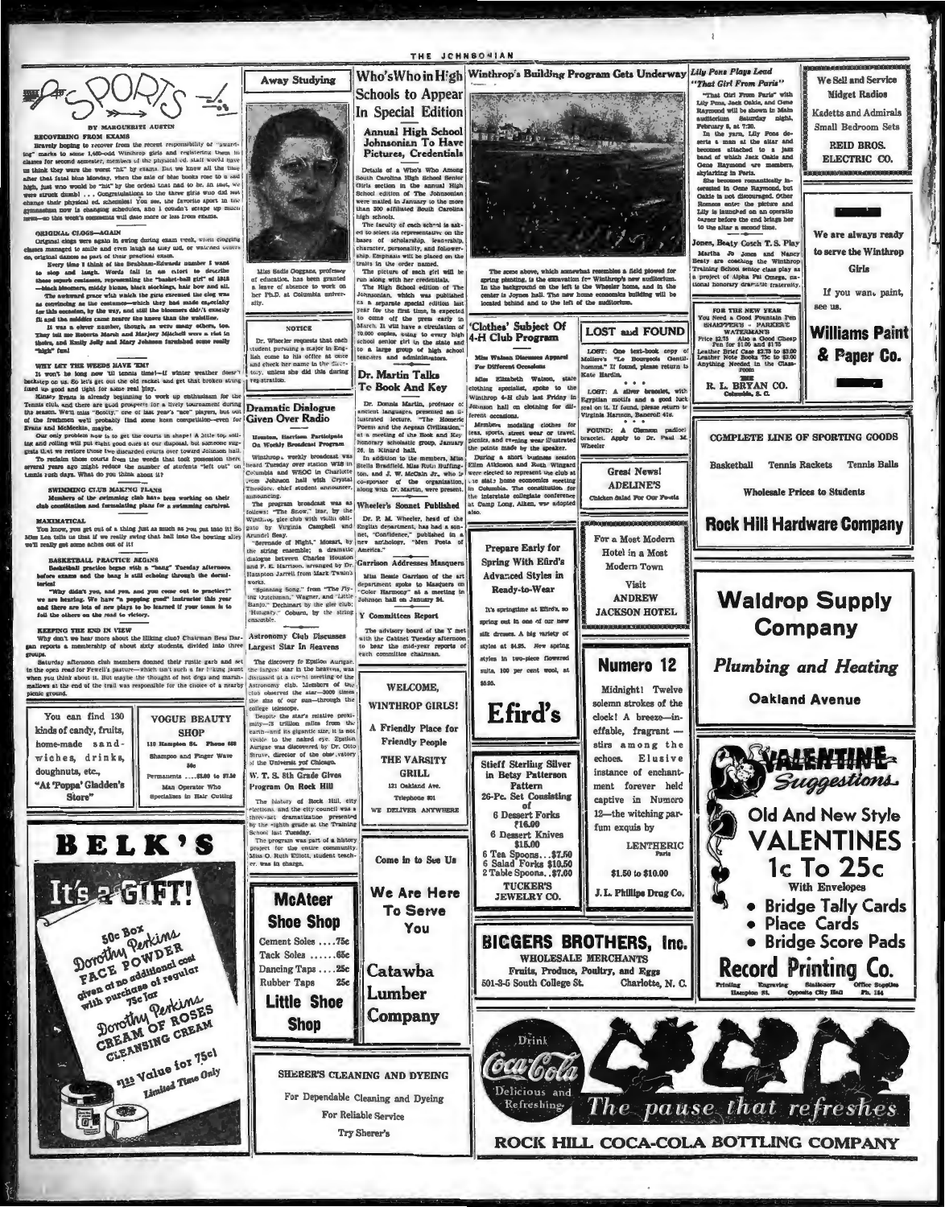# SPORTS

BY MARGUERITE AUSTIN

**RECOVERING FROM EXAMS**

Bravely hoping to recover from the recent responsibility of "awarding" marks to some 1,400-odd Winthrop girls and registering them in classes for second semester, members of the physical ed. staff would have us think they were the worst "hit" by exams. But we know all the time after that fatal blue Monday, when the sale of blue books rose to a sad high, just who would be "hit" by the ordeal that had to be. In fact, we were struck dumb! . . . Congratulations to the three girls who did not change their physical ed. schedules! You see, the favorite sport in the gymnasium now is changing schedules, and I couldn't scrape up much news—so this week's comments will date more or less from exams.

**ORIGINAL CLOGS—AGAIN**

Original clogs were again in swing during exam week, when clogging classes managed to smile and even laugh as they did, or watched others do, original dances as part of their practical exam.

Every time I think of the Brabham-Edwards number I want to stop and laugh. Words fail in an effort to describe those superb costumes, representing the "basket-ball girl" of 1918—black bloomers, middy blouse, black stockings, hair bow and all. The awkward grace with which the girls executed the clog was as convincing as the costume—which they had made especially for this occasion, by the way, and still the bloomers didn't exactly fit and the middies came nearer the knees than the waistline.

It was a clever number, though, as were many others. Yes, they tell me Roberta Marsh and Marjory Mitchell were a riot in theirs, and Emily Jolly and Mary Johnson furnished some really "high" fun!

**WHY LET THE WEEDS HAVE 'EM?**

It won't be long now 'til tennis time!—if winter weather doesn't backstep on us. So let's get out the old racket and get that broken string fixed up good and tight for some real play.

Kinsey Evans is already beginning to work up enthusiasm for the Tennis club, and there are good prospects for a lively tournament during the season. We'll miss "Scotty," one of last year's "ace" players, but out of the freshmen we'll probably find some keen competition—even for Evans and McGuckin, maybe.

Our only problem now is to get the courts in shape! A little top soiling and rolling will put eight good ones at our disposal, but someone suggests that we restore those two discarded courts over toward Johnson hall.

To reclaim those courts from the weeds that took possession there several years ago might reduce the number of students "left out" on tennis rush days. What do you think about it?

**SWIMMING CLUB MAKING PLANS**

Members of the swimming club have been working on their club constitution and formulating plans for a swimming carnival.

**MAXIMATICAL**

You know, you get out of a thing just as much as you put into it! So Miss Lutz tells us that if we really swing that ball into the bowling alley we'll really get some aches out of it!

**BASKETBALL PRACTICE BEGINS**

Basketball practice began with a "bang" Tuesday afternoon before exams and the bang is still echoing through the dormitories!

"Why didn't you, and you, and you come out to practice?" we are hearing. We have a "popping good" instructor this year and there are lots of new plays to be learned if your team is to foil the others on the road to victory.

**KEEPING THE END IN VIEW**

Why don't we hear more about the Hiking club? Chairman Bess Dargan reports a membership of about sixty students, divided into three groups.

Saturday afternoon club members donned their rustic garb and set to the open road for Fewell's pasture—which isn't such a far hiking jaunt when you think about it. But maybe the thought of hot dogs and marshmallows at the end of the trail was responsible for the choice of a nearby picnic ground.

---

## Away Studying

Miss Sadie Goggans, professor of education, has been granted a leave of absence to work on her Ph.D. at Columbia university.

**NOTICE**

Dr. Wheeler requests that each student pursuing a major in English come to his office at once and check her name in the directory, unless she did this during registration.

## Dramatic Dialogue Given Over Radio

**Houston, Harrison Participate On Weekly Broadcast Program**

Winthrop's weekly broadcast was heard Tuesday over station WIS in Columbia and WSOC in Charlotte from Johnson hall with Crystal Theodore, chief student announcer, announcing.

The program broadcast was as follows: "The Snow," Elgar, by the Winthrop glee club with violin obligato by Virginia Campbell and Arundel Sealy.

"Serenade of Night," Mozart, by the string ensemble; a dramatic dialogue between Charles Houston and F. E. Harrison, arranged by Dr. Hampton Jarrell from Mark Twain's works.

"Spinning Song," from "The Flying Dutchman," Wagner, and "Little Banjo," Dechinart by the glee club. "Hungary," Coburn, by the string ensemble.

## Astronomy Club Discusses Largest Star In Heavens

The discovery of Epsilon Aurigae, the largest star in the heavens, was discussed at a recent meeting of the Astronomy club. Members of the club observed the star—3000 times the size of our sun—through the college telescope.

Despite the star's relative proximity—23 trillion miles from the earth—and its gigantic size, it is not visible to the naked eye. Epsilon Aurigae was discovered by Dr. Otto Struve, director of the observatory of the University of Chicago.

## W. T. S. 8th Grade Gives Program On Rock Hill

The history of Rock Hill, city elections, and the city council was a three-act dramatization presented by the eighth grade at the Training School last Tuesday.

The program was part of a history project for the entire community. Miss O. Ruth Elliott, student teacher, was in charge.

---

## Who's Who in High Schools to Appear In Special Edition

**Annual High School Johnsonian To Have Pictures, Credentials**

Details of a Who's Who Among South Carolina High School Senior Girls section in the annual High School edition of The Johnsonian were mailed in January to the more than 300 affiliated South Carolina high schools.

The faculty of each school is asked to select its representative on the bases of scholarship, leadership, character, personality, and followership. Emphasis will be placed on the traits in the order named.

The picture of each girl will be run along with her credentials.

The High School edition of The Johnsonian, which was published as a separate special edition last year for the first time, is expected to come off the press early in March. It will have a circulation of 10,000 copies, going to every high school senior girl in the state and to a large group of high school teachers and administrators.

## Dr. Martin Talks To Book And Key

Dr. Donnis Martin, professor of ancient languages, presented an illustrated lecture, "The Homeric Poems and the Aegean Civilization," at a meeting of the Book and Key honorary scholastic group, January 28, in Kinard hall.

In addition to the members, Miss Stella Bradfield, Miss Ruth Buffington, and J. W. McCain Jr., who is co-sponsor of the organization, along with Dr. Martin, were present.

## Wheeler's Sonnet Published

Dr. P. M. Wheeler, head of the English department, has had a sonnet, "Confidence," published in a new anthology, "Men Poets of America."

## Garrison Addresses Masquers

Miss Bessie Garrison of the art department spoke to Masquers on "Color Harmony" at a meeting in Johnson hall on January 24.

## Y Committees Report

The advisory board of the Y met with the Cabinet Tuesday afternoon to hear the mid-year reports of each committee chairman.

---

## Winthrop's Building Program Gets Underway

The scene above, which somewhat resembles a field plowed for spring planting, is the excavation for Winthrop's new auditorium. In the background on the left is the Wheeler home, and in the center is Joynes hall. The new home economics building will be located behind and to the left of the auditorium.

## 'Clothes' Subject Of 4-H Club Program

**Miss Watson Discusses Apparel For Different Occasions**

Miss Elizabeth Watson, state clothing specialist, spoke to the Winthrop 4-H club last Friday in Johnson hall on clothing for different occasions.

Members modeling clothes for teas, sports, street wear or travel, picnics, and evening wear illustrated the points made by the speaker.

During a short business session Ellen Atkinson and Ruth Wingard were elected to represent the club at the state home economics meeting in Columbia. The constitution for the interstate collegiate conference at Camp Long, Aiken, was adopted also.

## LOST and FOUND

LOST: One text-book copy of Moliere's "Le Bourgeois Gentilhomme." If found, please return to Kate Hardin.

• • •

LOST: A silver bracelet, with Egyptian motifs and a good luck seal on it. If found, please return to Virginia Harmon, Bancroft 415.

• • •

FOUND: A Clemson padlock bracelet. Apply to Dr. Paul M. Wheeler

---

## Lily Pons Plays Lead "That Girl From Paris"

"That Girl From Paris" with Lily Pons, Jack Oakie, and Gene Raymond will be shown in Main auditorium Saturday night, February 6, at 7:30.

In the yarn, Lily Pons deserts a man at the altar and becomes attached to a jazz band of which Jack Oakie and Gene Raymond are members, skylarking in Paris.

She becomes romantically interested in Gene Raymond, but Oakie is not discouraged. Other Romeos enter the picture and Lily is launched on an operatic career before the end brings her to the altar a second time.

## Jones, Beaty Coach T. S. Play

Martha Jo Jones and Nancy Beaty are coaching the Winthrop Training School senior class play as a project of Alpha Psi Omega, national honorary dramatic fraternity.

---

**FOR THE NEW YEAR**
You Need a Good Fountain Pen
SHAEFFER'S - PARKER'S
WATERMAN'S
Price $2.75 Also a Good Cheap Pen for $1.00 and $1.75
Leather Brief Case $2.75 to $3.00
Leather Note Books 75c to $3.00
Anything Needed in the Class-room
THE R. L. BRYAN CO.
Columbia, S. C.

---

We Sell and Service
**Midget Radios**
Kadetts and Admirals
Small Bedroom Sets
**REID BROS. ELECTRIC CO.**

---

We are always ready to serve the Winthrop Girls

If you want paint, see us.

**Williams Paint & Paper Co.**

---

**COMPLETE LINE OF SPORTING GOODS**
Basketball Tennis Rackets Tennis Balls
Wholesale Prices to Students
**Rock Hill Hardware Company**

---

**Waldrop Supply Company**
*Plumbing and Heating*
**Oakland Avenue**

---

**VALENTINE Suggestions**
Old And New Style
**VALENTINES**
1c To 25c
With Envelopes
- Bridge Tally Cards
- Place Cards
- Bridge Score Pads

**Record Printing Co.**
Printing Engraving Stationery Office Supplies
Hampton St. Opposite City Hall Ph. 164

---

You can find 130 kinds of candy, fruits, home-made sandwiches, drinks, doughnuts, etc., "At 'Poppa' Gladden's Store"

---

**VOGUE BEAUTY SHOP**
110 Hampton St. Phone 666
Shampoo and Finger Wave 50c
Permanents . . . $2.00 to $7.50
Man Operator Who Specializes in Hair Cutting

---

# BELK'S
## It's a GIFT!

50c Box Dorothy Perkins FACE POWDER given at no additional cost with purchase of regular 75c jar Dorothy Perkins CREAM OF ROSES CLEANSING CREAM

$1.25 Value for 75c!
Limited Time Only

---

**McAteer Shoe Shop**
Cement Soles . . . .75c
Tack Soles . . . . . .65c
Dancing Taps . . . .25c
Rubber Taps 25c
**Little Shoe Shop**

---

**WELCOME, WINTHROP GIRLS!**
A Friendly Place for Friendly People
**THE VARSITY GRILL**
121 Oakland Ave.
Telephone 801
WE DELIVER ANYWHERE

---

Come in to See Us
**We Are Here To Serve You**
**Catawba Lumber Company**

---

**Prepare Early for Spring With Efird's Advanced Styles in Ready-to-Wear**

It's springtime at Efird's, so spring out in one of our new silk dresses. A big variety of styles at $4.95. New spring styles in two-piece flowered suits, 100 per cent wool, at $6.95.

**Efird's**

---

**LOST and FOUND** — (see above)

---

**Great News!**
**ADELINE'S**
Chicken Salad For Our Foods

---

For a Most Modern Hotel in a Most Modern Town
Visit
**ANDREW JACKSON HOTEL**

---

**Numero 12**

Midnight! Twelve solemn strokes of the clock! A breeze—ineffable, fragrant—stirs among the echoes. Elusive instance of enchantment forever held captive in Numero 12—the witching parfum exquis by

LENTHERIC
Paris

$1.50 to $10.00

**J. L. Phillips Drug Co.**

---

**Stieff Sterling Silver in Betsy Patterson Pattern**
26-Pc. Set Consisting of
6 Dessert Forks $16.00
6 Dessert Knives $15.00
6 Tea Spoons . . .$7.50
6 Salad Forks $10.50
2 Table Spoons . .$7.00
**TUCKER'S JEWELRY CO.**

---

**BIGGERS BROTHERS, Inc.**
WHOLESALE MERCHANTS
Fruits, Produce, Poultry, and Eggs
501-3-5 South College St. Charlotte, N. C.

---

**SHERER'S CLEANING AND DYEING**
For Dependable Cleaning and Dyeing
For Reliable Service
Try Sherer's

---

Drink Coca-Cola
Delicious and Refreshing
*The pause that refreshes*
**ROCK HILL COCA-COLA BOTTLING COMPANY**